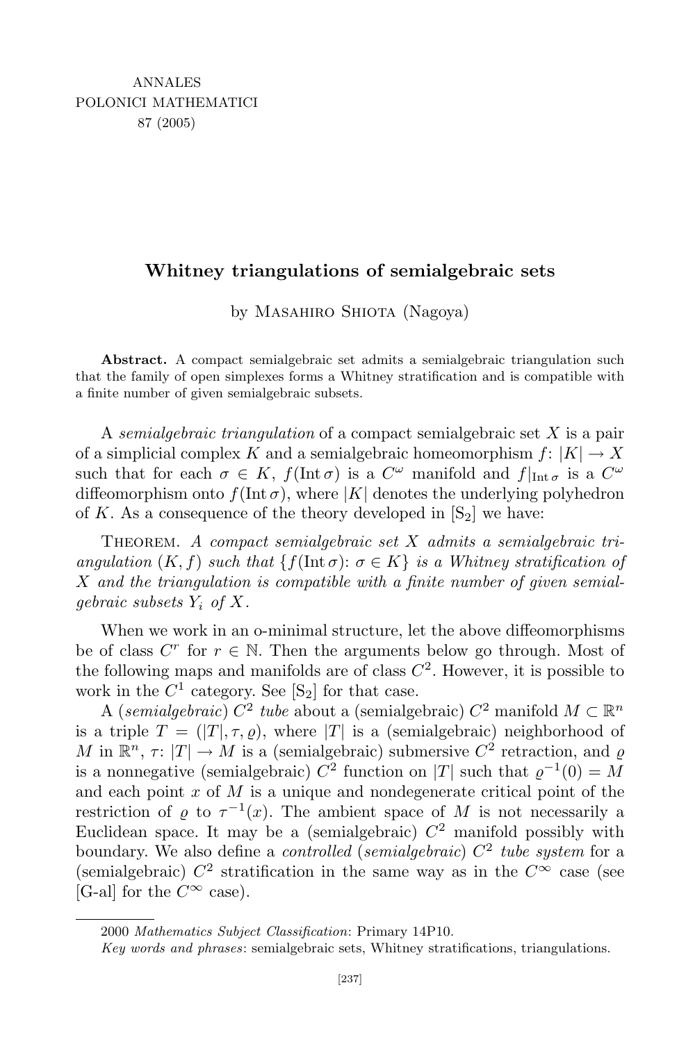ANNALES
POLONICI MATHEMATICI
87 (2005)

# Whitney triangulations of semialgebraic sets

by Masahiro Shiota (Nagoya)

**Abstract.** A compact semialgebraic set admits a semialgebraic triangulation such that the family of open simplexes forms a Whitney stratification and is compatible with a finite number of given semialgebraic subsets.

A *semialgebraic triangulation* of a compact semialgebraic set $X$ is a pair of a simplicial complex $K$ and a semialgebraic homeomorphism $f: |K| \to X$ such that for each $\sigma \in K$, $f(\mathrm{Int}\,\sigma)$ is a $C^\omega$ manifold and $f|_{\mathrm{Int}\,\sigma}$ is a $C^\omega$ diffeomorphism onto $f(\mathrm{Int}\,\sigma)$, where $|K|$ denotes the underlying polyhedron of $K$. As a consequence of the theory developed in [$S_2$] we have:

Theorem. *A compact semialgebraic set $X$ admits a semialgebraic triangulation $(K, f)$ such that $\{f(\mathrm{Int}\,\sigma): \sigma \in K\}$ is a Whitney stratification of $X$ and the triangulation is compatible with a finite number of given semialgebraic subsets $Y_i$ of $X$.*

When we work in an o-minimal structure, let the above diffeomorphisms be of class $C^r$ for $r \in \mathbb{N}$. Then the arguments below go through. Most of the following maps and manifolds are of class $C^2$. However, it is possible to work in the $C^1$ category. See [$S_2$] for that case.

A (*semialgebraic*) $C^2$ *tube* about a (semialgebraic) $C^2$ manifold $M \subset \mathbb{R}^n$ is a triple $T = (|T|, \tau, \varrho)$, where $|T|$ is a (semialgebraic) neighborhood of $M$ in $\mathbb{R}^n$, $\tau: |T| \to M$ is a (semialgebraic) submersive $C^2$ retraction, and $\varrho$ is a nonnegative (semialgebraic) $C^2$ function on $|T|$ such that $\varrho^{-1}(0) = M$ and each point $x$ of $M$ is a unique and nondegenerate critical point of the restriction of $\varrho$ to $\tau^{-1}(x)$. The ambient space of $M$ is not necessarily a Euclidean space. It may be a (semialgebraic) $C^2$ manifold possibly with boundary. We also define a *controlled* (*semialgebraic*) $C^2$ *tube system* for a (semialgebraic) $C^2$ stratification in the same way as in the $C^\infty$ case (see [G-al] for the $C^\infty$ case).

2000 *Mathematics Subject Classification*: Primary 14P10.

*Key words and phrases*: semialgebraic sets, Whitney stratifications, triangulations.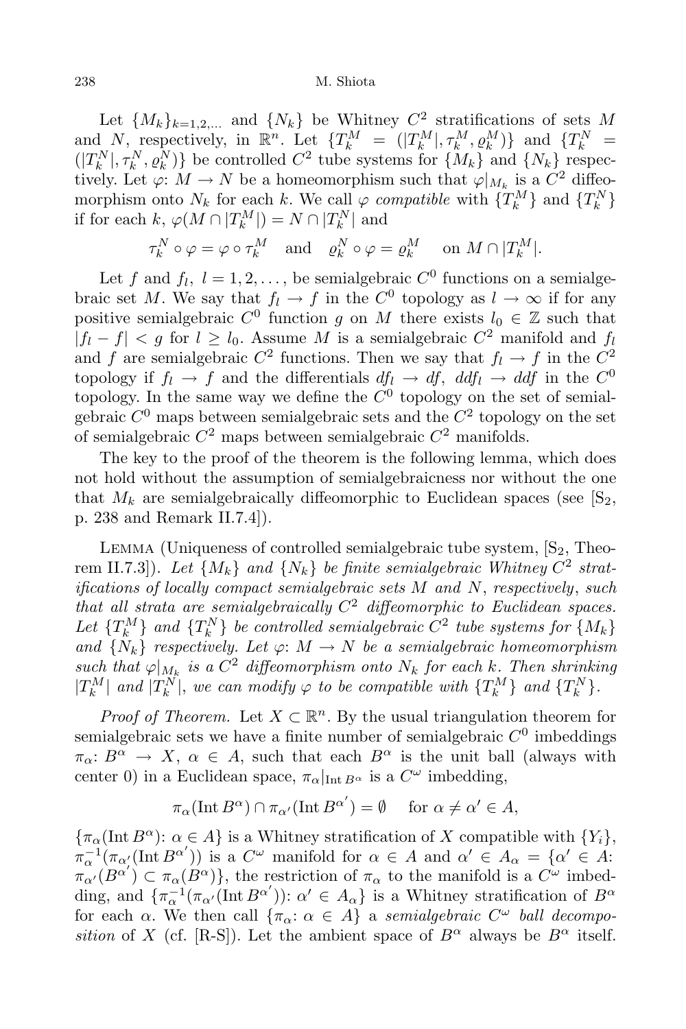Let $\{M_k\}_{k=1,2,\dots}$ and $\{N_k\}$ be Whitney $C^2$ stratifications of sets $M$ and $N$, respectively, in $\mathbb{R}^n$. Let $\{T_k^M = (|T_k^M|, \tau_k^M, \varrho_k^M)\}$ and $\{T_k^N = (|T_k^N|, \tau_k^N, \varrho_k^N)\}$ be controlled $C^2$ tube systems for $\{M_k\}$ and $\{N_k\}$ respectively. Let $\varphi\colon M \to N$ be a homeomorphism such that $\varphi|_{M_k}$ is a $C^2$ diffeomorphism onto $N_k$ for each $k$. We call $\varphi$ *compatible* with $\{T_k^M\}$ and $\{T_k^N\}$ if for each $k$, $\varphi(M \cap |T_k^M|) = N \cap |T_k^N|$ and

$$\tau_k^N \circ \varphi = \varphi \circ \tau_k^M \quad \text{and} \quad \varrho_k^N \circ \varphi = \varrho_k^M \quad \text{on } M \cap |T_k^M|.$$

Let $f$ and $f_l$, $l = 1, 2, \dots$, be semialgebraic $C^0$ functions on a semialgebraic set $M$. We say that $f_l \to f$ in the $C^0$ topology as $l \to \infty$ if for any positive semialgebraic $C^0$ function $g$ on $M$ there exists $l_0 \in \mathbb{Z}$ such that $|f_l - f| < g$ for $l \geq l_0$. Assume $M$ is a semialgebraic $C^2$ manifold and $f_l$ and $f$ are semialgebraic $C^2$ functions. Then we say that $f_l \to f$ in the $C^2$ topology if $f_l \to f$ and the differentials $df_l \to df$, $ddf_l \to ddf$ in the $C^0$ topology. In the same way we define the $C^0$ topology on the set of semialgebraic $C^0$ maps between semialgebraic sets and the $C^2$ topology on the set of semialgebraic $C^2$ maps between semialgebraic $C^2$ manifolds.

The key to the proof of the theorem is the following lemma, which does not hold without the assumption of semialgebraicness nor without the one that $M_k$ are semialgebraically diffeomorphic to Euclidean spaces (see [S$_2$, p. 238 and Remark II.7.4]).

Lemma (Uniqueness of controlled semialgebraic tube system, [S$_2$, Theorem II.7.3]). *Let $\{M_k\}$ and $\{N_k\}$ be finite semialgebraic Whitney $C^2$ stratifications of locally compact semialgebraic sets $M$ and $N$, respectively, such that all strata are semialgebraically $C^2$ diffeomorphic to Euclidean spaces. Let $\{T_k^M\}$ and $\{T_k^N\}$ be controlled semialgebraic $C^2$ tube systems for $\{M_k\}$ and $\{N_k\}$ respectively. Let $\varphi\colon M \to N$ be a semialgebraic homeomorphism such that $\varphi|_{M_k}$ is a $C^2$ diffeomorphism onto $N_k$ for each $k$. Then shrinking $|T_k^M|$ and $|T_k^N|$, we can modify $\varphi$ to be compatible with $\{T_k^M\}$ and $\{T_k^N\}$.*

*Proof of Theorem.* Let $X \subset \mathbb{R}^n$. By the usual triangulation theorem for semialgebraic sets we have a finite number of semialgebraic $C^0$ imbeddings $\pi_\alpha\colon B^\alpha \to X$, $\alpha \in A$, such that each $B^\alpha$ is the unit ball (always with center 0) in a Euclidean space, $\pi_\alpha|_{\operatorname{Int} B^\alpha}$ is a $C^\omega$ imbedding,

$$\pi_\alpha(\operatorname{Int} B^\alpha) \cap \pi_{\alpha'}(\operatorname{Int} B^{\alpha'}) = \emptyset \quad \text{for } \alpha \neq \alpha' \in A,$$

$\{\pi_\alpha(\operatorname{Int} B^\alpha)\colon \alpha \in A\}$ is a Whitney stratification of $X$ compatible with $\{Y_i\}$, $\pi_\alpha^{-1}(\pi_{\alpha'}(\operatorname{Int} B^{\alpha'}))$ is a $C^\omega$ manifold for $\alpha \in A$ and $\alpha' \in A_\alpha = \{\alpha' \in A\colon \pi_{\alpha'}(B^{\alpha'}) \subset \pi_\alpha(B^\alpha)\}$, the restriction of $\pi_\alpha$ to the manifold is a $C^\omega$ imbedding, and $\{\pi_\alpha^{-1}(\pi_{\alpha'}(\operatorname{Int} B^{\alpha'}))\colon \alpha' \in A_\alpha\}$ is a Whitney stratification of $B^\alpha$ for each $\alpha$. We then call $\{\pi_\alpha\colon \alpha \in A\}$ a *semialgebraic $C^\omega$ ball decomposition* of $X$ (cf. [R-S]). Let the ambient space of $B^\alpha$ always be $B^\alpha$ itself.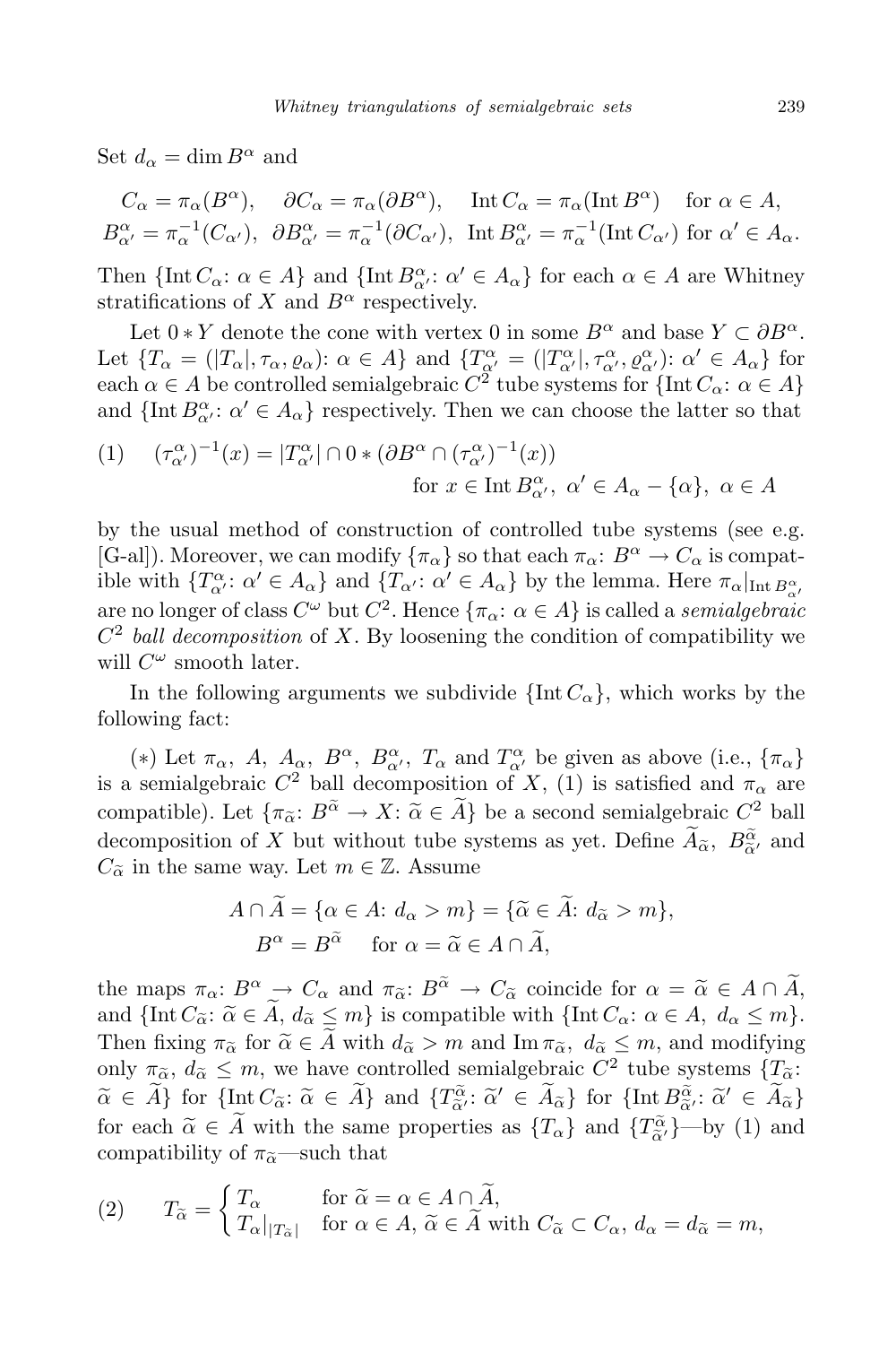Set $d_\alpha = \dim B^\alpha$ and

$$
\begin{aligned}
&C_\alpha = \pi_\alpha(B^\alpha), \quad \partial C_\alpha = \pi_\alpha(\partial B^\alpha), \quad \operatorname{Int} C_\alpha = \pi_\alpha(\operatorname{Int} B^\alpha) \quad \text{for } \alpha \in A,\\
&B^\alpha_{\alpha'} = \pi_\alpha^{-1}(C_{\alpha'}), \ \partial B^\alpha_{\alpha'} = \pi_\alpha^{-1}(\partial C_{\alpha'}), \ \operatorname{Int} B^\alpha_{\alpha'} = \pi_\alpha^{-1}(\operatorname{Int} C_{\alpha'}) \text{ for } \alpha' \in A_\alpha.
\end{aligned}
$$

Then $\{\operatorname{Int} C_\alpha : \alpha \in A\}$ and $\{\operatorname{Int} B^\alpha_{\alpha'} : \alpha' \in A_\alpha\}$ for each $\alpha \in A$ are Whitney stratifications of $X$ and $B^\alpha$ respectively.

Let $0 * Y$ denote the cone with vertex 0 in some $B^\alpha$ and base $Y \subset \partial B^\alpha$. Let $\{T_\alpha = (|T_\alpha|, \tau_\alpha, \varrho_\alpha) : \alpha \in A\}$ and $\{T^\alpha_{\alpha'} = (|T^\alpha_{\alpha'}|, \tau^\alpha_{\alpha'}, \varrho^\alpha_{\alpha'}) : \alpha' \in A_\alpha\}$ for each $\alpha \in A$ be controlled semialgebraic $C^2$ tube systems for $\{\operatorname{Int} C_\alpha : \alpha \in A\}$ and $\{\operatorname{Int} B^\alpha_{\alpha'} : \alpha' \in A_\alpha\}$ respectively. Then we can choose the latter so that

$$
(1) \quad (\tau^\alpha_{\alpha'})^{-1}(x) = |T^\alpha_{\alpha'}| \cap 0 * (\partial B^\alpha \cap (\tau^\alpha_{\alpha'})^{-1}(x)) \qquad \text{for } x \in \operatorname{Int} B^\alpha_{\alpha'}, \ \alpha' \in A_\alpha - \{\alpha\}, \ \alpha \in A
$$

by the usual method of construction of controlled tube systems (see e.g. [G-al]). Moreover, we can modify $\{\pi_\alpha\}$ so that each $\pi_\alpha : B^\alpha \to C_\alpha$ is compatible with $\{T^\alpha_{\alpha'} : \alpha' \in A_\alpha\}$ and $\{T_{\alpha'} : \alpha' \in A_\alpha\}$ by the lemma. Here $\pi_\alpha|_{\operatorname{Int} B^\alpha_{\alpha'}}$ are no longer of class $C^\omega$ but $C^2$. Hence $\{\pi_\alpha : \alpha \in A\}$ is called a *semialgebraic $C^2$ ball decomposition* of $X$. By loosening the condition of compatibility we will $C^\omega$ smooth later.

In the following arguments we subdivide $\{\operatorname{Int} C_\alpha\}$, which works by the following fact:

$(*)$ Let $\pi_\alpha$, $A$, $A_\alpha$, $B^\alpha$, $B^\alpha_{\alpha'}$, $T_\alpha$ and $T^\alpha_{\alpha'}$ be given as above (i.e., $\{\pi_\alpha\}$ is a semialgebraic $C^2$ ball decomposition of $X$, (1) is satisfied and $\pi_\alpha$ are compatible). Let $\{\pi_{\widetilde\alpha} : B^{\widetilde\alpha} \to X : \widetilde\alpha \in \widetilde A\}$ be a second semialgebraic $C^2$ ball decomposition of $X$ but without tube systems as yet. Define $\widetilde A_{\widetilde\alpha}$, $B^{\widetilde\alpha}_{\widetilde\alpha'}$ and $C_{\widetilde\alpha}$ in the same way. Let $m \in \mathbb{Z}$. Assume

$$
\begin{aligned}
A \cap \widetilde A = \{\alpha \in A : d_\alpha > m\} &= \{\widetilde\alpha \in \widetilde A : d_{\widetilde\alpha} > m\},\\
B^\alpha = B^{\widetilde\alpha} \quad &\text{for } \alpha = \widetilde\alpha \in A \cap \widetilde A,
\end{aligned}
$$

the maps $\pi_\alpha : B^\alpha \to C_\alpha$ and $\pi_{\widetilde\alpha} : B^{\widetilde\alpha} \to C_{\widetilde\alpha}$ coincide for $\alpha = \widetilde\alpha \in A \cap \widetilde A$, and $\{\operatorname{Int} C_{\widetilde\alpha} : \widetilde\alpha \in \widetilde A, \ d_{\widetilde\alpha} \le m\}$ is compatible with $\{\operatorname{Int} C_\alpha : \alpha \in A, \ d_\alpha \le m\}$. Then fixing $\pi_{\widetilde\alpha}$ for $\widetilde\alpha \in \widetilde A$ with $d_{\widetilde\alpha} > m$ and $\operatorname{Im} \pi_{\widetilde\alpha}$, $d_{\widetilde\alpha} \le m$, and modifying only $\pi_{\widetilde\alpha}$, $d_{\widetilde\alpha} \le m$, we have controlled semialgebraic $C^2$ tube systems $\{T_{\widetilde\alpha} : \widetilde\alpha \in \widetilde A\}$ for $\{\operatorname{Int} C_{\widetilde\alpha} : \widetilde\alpha \in \widetilde A\}$ and $\{T^{\widetilde\alpha}_{\widetilde\alpha'} : \widetilde\alpha' \in \widetilde A_{\widetilde\alpha}\}$ for $\{\operatorname{Int} B^{\widetilde\alpha}_{\widetilde\alpha'} : \widetilde\alpha' \in \widetilde A_{\widetilde\alpha}\}$ for each $\widetilde\alpha \in \widetilde A$ with the same properties as $\{T_\alpha\}$ and $\{T^{\widetilde\alpha}_{\widetilde\alpha'}\}$—by (1) and compatibility of $\pi_{\widetilde\alpha}$—such that

$$
(2) \qquad T_{\widetilde\alpha} = \begin{cases} T_\alpha & \text{for } \widetilde\alpha = \alpha \in A \cap \widetilde A,\\ T_\alpha|_{|T_{\widetilde\alpha}|} & \text{for } \alpha \in A, \ \widetilde\alpha \in \widetilde A \text{ with } C_{\widetilde\alpha} \subset C_\alpha, \ d_\alpha = d_{\widetilde\alpha} = m, \end{cases}
$$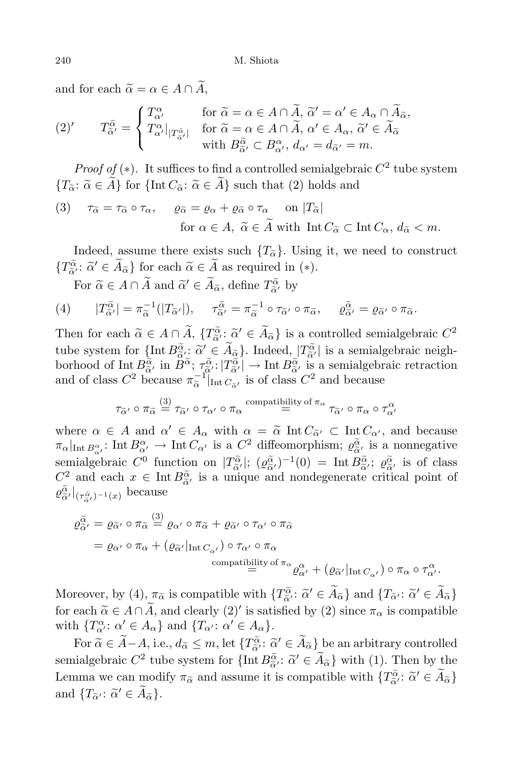and for each $\widetilde{\alpha} = \alpha \in A \cap \widetilde{A}$,

$$
(2)' \qquad T^{\widetilde{\alpha}}_{\widetilde{\alpha}'} = \begin{cases} T^{\alpha}_{\alpha'} & \text{for } \widetilde{\alpha} = \alpha \in A \cap \widetilde{A},\ \widetilde{\alpha}' = \alpha' \in A_\alpha \cap \widetilde{A}_{\widetilde{\alpha}}, \\ T^{\alpha}_{\alpha'}|_{|T^{\widetilde{\alpha}}_{\widetilde{\alpha}'}|} & \text{for } \widetilde{\alpha} = \alpha \in A \cap \widetilde{A},\ \alpha' \in A_\alpha,\ \widetilde{\alpha}' \in \widetilde{A}_{\widetilde{\alpha}} \\ & \text{with } B^{\widetilde{\alpha}}_{\widetilde{\alpha}'} \subset B^{\alpha}_{\alpha'},\ d_{\alpha'} = d_{\widetilde{\alpha}'} = m. \end{cases}
$$

*Proof of* $(*)$. It suffices to find a controlled semialgebraic $C^2$ tube system $\{T_{\widetilde{\alpha}} \colon \widetilde{\alpha} \in \widetilde{A}\}$ for $\{\operatorname{Int} C_{\widetilde{\alpha}} \colon \widetilde{\alpha} \in \widetilde{A}\}$ such that (2) holds and

$$
(3) \quad \tau_{\widetilde{\alpha}} = \tau_{\widetilde{\alpha}} \circ \tau_\alpha, \quad \varrho_{\widetilde{\alpha}} = \varrho_\alpha + \varrho_{\widetilde{\alpha}} \circ \tau_\alpha \quad \text{on } |T_{\widetilde{\alpha}}|
$$
$$
\text{for } \alpha \in A,\ \widetilde{\alpha} \in \widetilde{A} \text{ with } \operatorname{Int} C_{\widetilde{\alpha}} \subset \operatorname{Int} C_\alpha,\ d_{\widetilde{\alpha}} < m.
$$

Indeed, assume there exists such $\{T_{\widetilde{\alpha}}\}$. Using it, we need to construct $\{T^{\widetilde{\alpha}}_{\widetilde{\alpha}'} \colon \widetilde{\alpha}' \in \widetilde{A}_{\widetilde{\alpha}}\}$ for each $\widetilde{\alpha} \in \widetilde{A}$ as required in $(*)$.

For $\widetilde{\alpha} \in A \cap \widetilde{A}$ and $\widetilde{\alpha}' \in \widetilde{A}_{\widetilde{\alpha}}$, define $T^{\widetilde{\alpha}}_{\widetilde{\alpha}'}$ by

$$
(4) \qquad |T^{\widetilde{\alpha}}_{\widetilde{\alpha}'}| = \pi^{-1}_{\widetilde{\alpha}}(|T_{\widetilde{\alpha}'}|), \quad \tau^{\widetilde{\alpha}}_{\widetilde{\alpha}'} = \pi^{-1}_{\widetilde{\alpha}} \circ \tau_{\widetilde{\alpha}'} \circ \pi_{\widetilde{\alpha}}, \quad \varrho^{\widetilde{\alpha}}_{\widetilde{\alpha}'} = \varrho_{\widetilde{\alpha}'} \circ \pi_{\widetilde{\alpha}}.
$$

Then for each $\widetilde{\alpha} \in A \cap \widetilde{A}$, $\{T^{\widetilde{\alpha}}_{\widetilde{\alpha}'} \colon \widetilde{\alpha}' \in \widetilde{A}_{\widetilde{\alpha}}\}$ is a controlled semialgebraic $C^2$ tube system for $\{\operatorname{Int} B^{\widetilde{\alpha}}_{\widetilde{\alpha}'} \colon \widetilde{\alpha}' \in \widetilde{A}_{\widetilde{\alpha}}\}$. Indeed, $|T^{\widetilde{\alpha}}_{\widetilde{\alpha}'}|$ is a semialgebraic neighborhood of $\operatorname{Int} B^{\widetilde{\alpha}}_{\widetilde{\alpha}'}$ in $B^{\widetilde{\alpha}}$; $\tau^{\widetilde{\alpha}}_{\widetilde{\alpha}'} \colon |T^{\widetilde{\alpha}}_{\widetilde{\alpha}'}| \to \operatorname{Int} B^{\widetilde{\alpha}}_{\widetilde{\alpha}'}$ is a semialgebraic retraction and of class $C^2$ because $\pi^{-1}_{\widetilde{\alpha}}|_{\operatorname{Int} C_{\widetilde{\alpha}'}}$ is of class $C^2$ and because

$$
\tau_{\widetilde{\alpha}'} \circ \pi_{\widetilde{\alpha}} \overset{(3)}{=} \tau_{\widetilde{\alpha}'} \circ \tau_{\alpha'} \circ \pi_\alpha \overset{\text{compatibility of } \pi_\alpha}{=} \tau_{\widetilde{\alpha}'} \circ \pi_\alpha \circ \tau^{\alpha}_{\alpha'}
$$

where $\alpha \in A$ and $\alpha' \in A_\alpha$ with $\alpha = \widetilde{\alpha}$ $\operatorname{Int} C_{\widetilde{\alpha}'} \subset \operatorname{Int} C_{\alpha'}$, and because $\pi_\alpha|_{\operatorname{Int} B^{\alpha}_{\alpha'}} \colon \operatorname{Int} B^{\alpha}_{\alpha'} \to \operatorname{Int} C_{\alpha'}$ is a $C^2$ diffeomorphism; $\varrho^{\widetilde{\alpha}}_{\widetilde{\alpha}'}$ is a nonnegative semialgebraic $C^0$ function on $|T^{\widetilde{\alpha}}_{\widetilde{\alpha}'}|$; $(\varrho^{\widetilde{\alpha}}_{\widetilde{\alpha}'})^{-1}(0) = \operatorname{Int} B^{\widetilde{\alpha}}_{\widetilde{\alpha}'}$; $\varrho^{\widetilde{\alpha}}_{\widetilde{\alpha}'}$ is of class $C^2$ and each $x \in \operatorname{Int} B^{\widetilde{\alpha}}_{\widetilde{\alpha}'}$ is a unique and nondegenerate critical point of $\varrho^{\widetilde{\alpha}}_{\widetilde{\alpha}'}|_{(\tau^{\widetilde{\alpha}}_{\widetilde{\alpha}'})^{-1}(x)}$ because

$$
\begin{aligned}
\varrho^{\widetilde{\alpha}}_{\widetilde{\alpha}'} = \varrho_{\widetilde{\alpha}'} \circ \pi_{\widetilde{\alpha}} &\overset{(3)}{=} \varrho_{\alpha'} \circ \pi_{\widetilde{\alpha}} + \varrho_{\widetilde{\alpha}'} \circ \tau_{\alpha'} \circ \pi_{\widetilde{\alpha}} \\
&= \varrho_{\alpha'} \circ \pi_\alpha + (\varrho_{\widetilde{\alpha}'}|_{\operatorname{Int} C_{\alpha'}}) \circ \tau_{\alpha'} \circ \pi_\alpha \\
&\overset{\text{compatibility of } \pi_\alpha}{=} \varrho^{\alpha}_{\alpha'} + (\varrho_{\widetilde{\alpha}'}|_{\operatorname{Int} C_{\alpha'}}) \circ \pi_\alpha \circ \tau^{\alpha}_{\alpha'}.
\end{aligned}
$$

Moreover, by (4), $\pi_{\widetilde{\alpha}}$ is compatible with $\{T^{\widetilde{\alpha}}_{\widetilde{\alpha}'} \colon \widetilde{\alpha}' \in \widetilde{A}_{\widetilde{\alpha}}\}$ and $\{T_{\widetilde{\alpha}'} \colon \widetilde{\alpha}' \in \widetilde{A}_{\widetilde{\alpha}}\}$ for each $\widetilde{\alpha} \in A \cap \widetilde{A}$, and clearly $(2)'$ is satisfied by (2) since $\pi_\alpha$ is compatible with $\{T^{\alpha}_{\alpha'} \colon \alpha' \in A_\alpha\}$ and $\{T_{\alpha'} \colon \alpha' \in A_\alpha\}$.

For $\widetilde{\alpha} \in \widetilde{A} - A$, i.e., $d_{\widetilde{\alpha}} \le m$, let $\{T^{\widetilde{\alpha}}_{\widetilde{\alpha}'} \colon \widetilde{\alpha}' \in \widetilde{A}_{\widetilde{\alpha}}\}$ be an arbitrary controlled semialgebraic $C^2$ tube system for $\{\operatorname{Int} B^{\widetilde{\alpha}}_{\widetilde{\alpha}'} \colon \widetilde{\alpha}' \in \widetilde{A}_{\widetilde{\alpha}}\}$ with (1). Then by the Lemma we can modify $\pi_{\widetilde{\alpha}}$ and assume it is compatible with $\{T^{\widetilde{\alpha}}_{\widetilde{\alpha}'} \colon \widetilde{\alpha}' \in \widetilde{A}_{\widetilde{\alpha}}\}$ and $\{T_{\widetilde{\alpha}'} \colon \widetilde{\alpha}' \in \widetilde{A}_{\widetilde{\alpha}}\}$.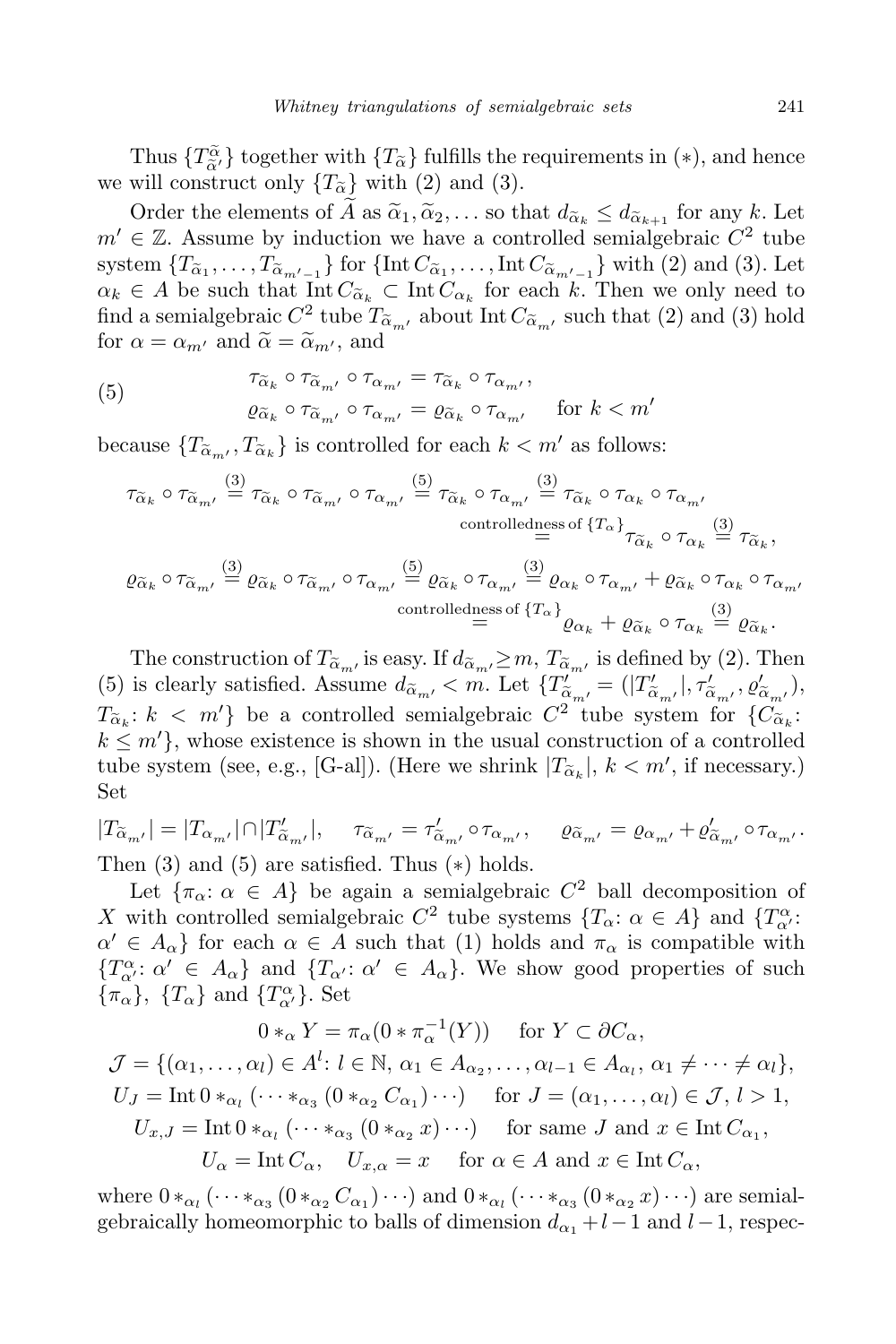Thus $\{T^{\widetilde{\alpha}}_{\widetilde{\alpha}'}\}$ together with $\{T_{\widetilde{\alpha}}\}$ fulfills the requirements in $(*)$, and hence we will construct only $\{T_{\widetilde{\alpha}}\}$ with (2) and (3).

Order the elements of $\widetilde{A}$ as $\widetilde{\alpha}_1, \widetilde{\alpha}_2, \ldots$ so that $d_{\widetilde{\alpha}_k} \le d_{\widetilde{\alpha}_{k+1}}$ for any $k$. Let $m' \in \mathbb{Z}$. Assume by induction we have a controlled semialgebraic $C^2$ tube system $\{T_{\widetilde{\alpha}_1}, \ldots, T_{\widetilde{\alpha}_{m'-1}}\}$ for $\{\operatorname{Int} C_{\widetilde{\alpha}_1}, \ldots, \operatorname{Int} C_{\widetilde{\alpha}_{m'-1}}\}$ with (2) and (3). Let $\alpha_k \in A$ be such that $\operatorname{Int} C_{\widetilde{\alpha}_k} \subset \operatorname{Int} C_{\alpha_k}$ for each $k$. Then we only need to find a semialgebraic $C^2$ tube $T_{\widetilde{\alpha}_{m'}}$ about $\operatorname{Int} C_{\widetilde{\alpha}_{m'}}$ such that (2) and (3) hold for $\alpha = \alpha_{m'}$ and $\widetilde{\alpha} = \widetilde{\alpha}_{m'}$, and

$$
\begin{aligned}
\tau_{\widetilde{\alpha}_k} \circ \tau_{\widetilde{\alpha}_{m'}} \circ \tau_{\alpha_{m'}} &= \tau_{\widetilde{\alpha}_k} \circ \tau_{\alpha_{m'}}, \\
\varrho_{\widetilde{\alpha}_k} \circ \tau_{\widetilde{\alpha}_{m'}} \circ \tau_{\alpha_{m'}} &= \varrho_{\widetilde{\alpha}_k} \circ \tau_{\alpha_{m'}} \quad \text{for } k < m'
\end{aligned} \tag{5}
$$

because $\{T_{\widetilde{\alpha}_{m'}}, T_{\widetilde{\alpha}_k}\}$ is controlled for each $k < m'$ as follows:

$$
\begin{aligned}
\tau_{\widetilde{\alpha}_k} \circ \tau_{\widetilde{\alpha}_{m'}} &\overset{(3)}{=} \tau_{\widetilde{\alpha}_k} \circ \tau_{\widetilde{\alpha}_{m'}} \circ \tau_{\alpha_{m'}} \overset{(5)}{=} \tau_{\widetilde{\alpha}_k} \circ \tau_{\alpha_{m'}} \overset{(3)}{=} \tau_{\widetilde{\alpha}_k} \circ \tau_{\alpha_k} \circ \tau_{\alpha_{m'}} \\
&\overset{\text{controlledness of } \{T_\alpha\}}{=} \tau_{\widetilde{\alpha}_k} \circ \tau_{\alpha_k} \overset{(3)}{=} \tau_{\widetilde{\alpha}_k}, \\
\varrho_{\widetilde{\alpha}_k} \circ \tau_{\widetilde{\alpha}_{m'}} &\overset{(3)}{=} \varrho_{\widetilde{\alpha}_k} \circ \tau_{\widetilde{\alpha}_{m'}} \circ \tau_{\alpha_{m'}} \overset{(5)}{=} \varrho_{\widetilde{\alpha}_k} \circ \tau_{\alpha_{m'}} \overset{(3)}{=} \varrho_{\alpha_k} \circ \tau_{\alpha_{m'}} + \varrho_{\widetilde{\alpha}_k} \circ \tau_{\alpha_k} \circ \tau_{\alpha_{m'}} \\
&\overset{\text{controlledness of } \{T_\alpha\}}{=} \varrho_{\alpha_k} + \varrho_{\widetilde{\alpha}_k} \circ \tau_{\alpha_k} \overset{(3)}{=} \varrho_{\widetilde{\alpha}_k}.
\end{aligned}
$$

The construction of $T_{\widetilde{\alpha}_{m'}}$ is easy. If $d_{\widetilde{\alpha}_{m'}} \ge m$, $T_{\widetilde{\alpha}_{m'}}$ is defined by (2). Then (5) is clearly satisfied. Assume $d_{\widetilde{\alpha}_{m'}} < m$. Let $\{T'_{\widetilde{\alpha}_{m'}} = (|T'_{\widetilde{\alpha}_{m'}}|, \tau'_{\widetilde{\alpha}_{m'}}, \varrho'_{\widetilde{\alpha}_{m'}}),$ $T_{\widetilde{\alpha}_k}\colon k < m'\}$ be a controlled semialgebraic $C^2$ tube system for $\{C_{\widetilde{\alpha}_k}\colon k \le m'\}$, whose existence is shown in the usual construction of a controlled tube system (see, e.g., [G-al]). (Here we shrink $|T_{\widetilde{\alpha}_k}|$, $k < m'$, if necessary.) Set

$$
|T_{\widetilde{\alpha}_{m'}}| = |T_{\alpha_{m'}}| \cap |T'_{\widetilde{\alpha}_{m'}}|, \quad \tau_{\widetilde{\alpha}_{m'}} = \tau'_{\widetilde{\alpha}_{m'}} \circ \tau_{\alpha_{m'}}, \quad \varrho_{\widetilde{\alpha}_{m'}} = \varrho_{\alpha_{m'}} + \varrho'_{\widetilde{\alpha}_{m'}} \circ \tau_{\alpha_{m'}}.
$$

Then (3) and (5) are satisfied. Thus $(*)$ holds.

Let $\{\pi_\alpha\colon \alpha \in A\}$ be again a semialgebraic $C^2$ ball decomposition of $X$ with controlled semialgebraic $C^2$ tube systems $\{T_\alpha\colon \alpha \in A\}$ and $\{T^\alpha_{\alpha'}\colon \alpha' \in A_\alpha\}$ for each $\alpha \in A$ such that (1) holds and $\pi_\alpha$ is compatible with $\{T^\alpha_{\alpha'}\colon \alpha' \in A_\alpha\}$ and $\{T_{\alpha'}\colon \alpha' \in A_\alpha\}$. We show good properties of such $\{\pi_\alpha\}$, $\{T_\alpha\}$ and $\{T^\alpha_{\alpha'}\}$. Set

$$
\begin{gathered}
0 *_\alpha Y = \pi_\alpha(0 * \pi_\alpha^{-1}(Y)) \quad \text{for } Y \subset \partial C_\alpha, \\
\mathcal{J} = \{(\alpha_1, \ldots, \alpha_l) \in A^l\colon l \in \mathbb{N},\ \alpha_1 \in A_{\alpha_2}, \ldots, \alpha_{l-1} \in A_{\alpha_l},\ \alpha_1 \ne \cdots \ne \alpha_l\}, \\
U_J = \operatorname{Int} 0 *_{\alpha_l} (\cdots *_{\alpha_3} (0 *_{\alpha_2} C_{\alpha_1}) \cdots) \quad \text{for } J = (\alpha_1, \ldots, \alpha_l) \in \mathcal{J},\ l > 1, \\
U_{x,J} = \operatorname{Int} 0 *_{\alpha_l} (\cdots *_{\alpha_3} (0 *_{\alpha_2} x) \cdots) \quad \text{for same } J \text{ and } x \in \operatorname{Int} C_{\alpha_1}, \\
U_\alpha = \operatorname{Int} C_\alpha, \quad U_{x,\alpha} = x \quad \text{for } \alpha \in A \text{ and } x \in \operatorname{Int} C_\alpha,
\end{gathered}
$$

where $0 *_{\alpha_l} (\cdots *_{\alpha_3} (0 *_{\alpha_2} C_{\alpha_1}) \cdots)$ and $0 *_{\alpha_l} (\cdots *_{\alpha_3} (0 *_{\alpha_2} x) \cdots)$ are semialgebraically homeomorphic to balls of dimension $d_{\alpha_1} + l - 1$ and $l - 1$, respec-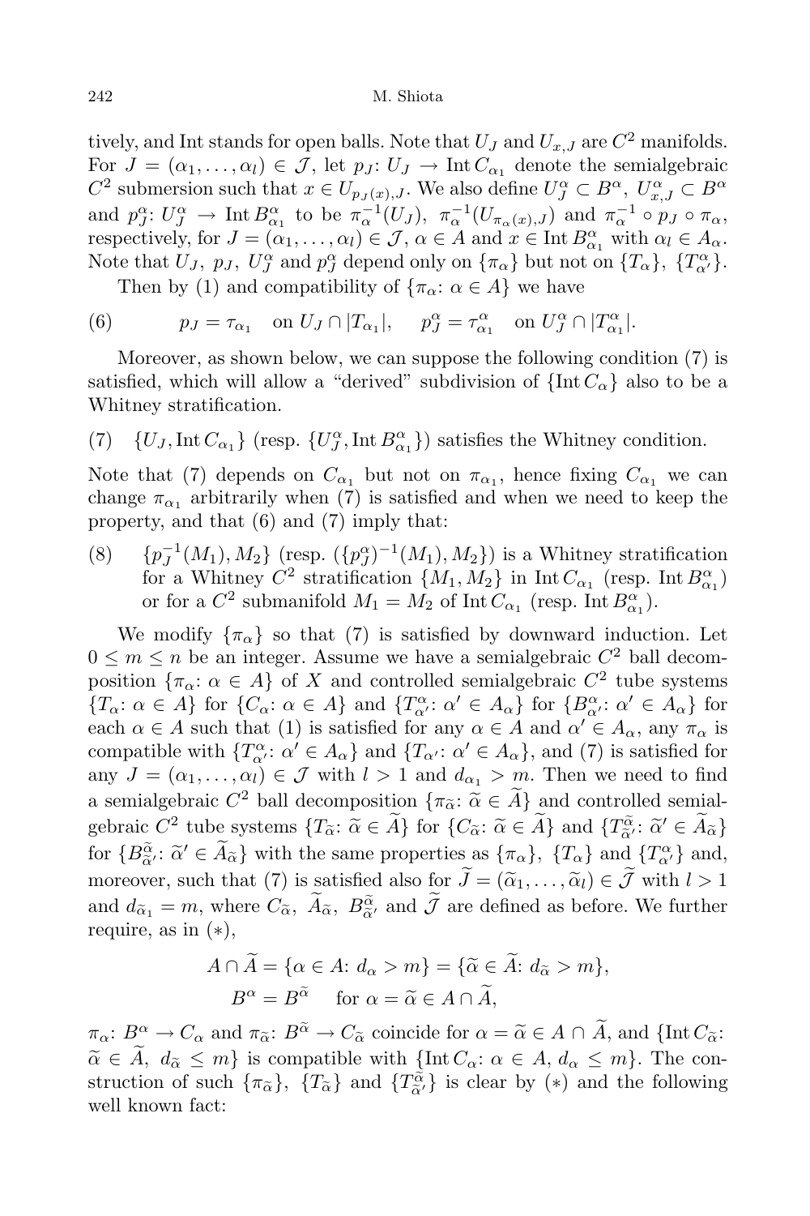tively, and Int stands for open balls. Note that $U_J$ and $U_{x,J}$ are $C^2$ manifolds. For $J = (\alpha_1, \dots, \alpha_l) \in \mathcal{J}$, let $p_J\colon U_J \to \operatorname{Int} C_{\alpha_1}$ denote the semialgebraic $C^2$ submersion such that $x \in U_{p_J(x),J}$. We also define $U_J^\alpha \subset B^\alpha$, $U_{x,J}^\alpha \subset B^\alpha$ and $p_J^\alpha\colon U_J^\alpha \to \operatorname{Int} B_{\alpha_1}^\alpha$ to be $\pi_\alpha^{-1}(U_J)$, $\pi_\alpha^{-1}(U_{\pi_\alpha(x),J})$ and $\pi_\alpha^{-1} \circ p_J \circ \pi_\alpha$, respectively, for $J = (\alpha_1, \dots, \alpha_l) \in \mathcal{J}$, $\alpha \in A$ and $x \in \operatorname{Int} B_{\alpha_1}^\alpha$ with $\alpha_l \in A_\alpha$. Note that $U_J$, $p_J$, $U_J^\alpha$ and $p_J^\alpha$ depend only on $\{\pi_\alpha\}$ but not on $\{T_\alpha\}$, $\{T_{\alpha'}^\alpha\}$.

Then by (1) and compatibility of $\{\pi_\alpha\colon \alpha \in A\}$ we have

$$(6) \qquad p_J = \tau_{\alpha_1} \quad \text{on } U_J \cap |T_{\alpha_1}|, \qquad p_J^\alpha = \tau_{\alpha_1}^\alpha \quad \text{on } U_J^\alpha \cap |T_{\alpha_1}^\alpha|.$$

Moreover, as shown below, we can suppose the following condition (7) is satisfied, which will allow a "derived" subdivision of $\{\operatorname{Int} C_\alpha\}$ also to be a Whitney stratification.

(7) $\{U_J, \operatorname{Int} C_{\alpha_1}\}$ (resp. $\{U_J^\alpha, \operatorname{Int} B_{\alpha_1}^\alpha\}$) satisfies the Whitney condition.

Note that (7) depends on $C_{\alpha_1}$ but not on $\pi_{\alpha_1}$, hence fixing $C_{\alpha_1}$ we can change $\pi_{\alpha_1}$ arbitrarily when (7) is satisfied and when we need to keep the property, and that (6) and (7) imply that:

(8) $\{p_J^{-1}(M_1), M_2\}$ (resp. $(\{p_J^\alpha)^{-1}(M_1), M_2\})$ is a Whitney stratification for a Whitney $C^2$ stratification $\{M_1, M_2\}$ in $\operatorname{Int} C_{\alpha_1}$ (resp. $\operatorname{Int} B_{\alpha_1}^\alpha$) or for a $C^2$ submanifold $M_1 = M_2$ of $\operatorname{Int} C_{\alpha_1}$ (resp. $\operatorname{Int} B_{\alpha_1}^\alpha$).

We modify $\{\pi_\alpha\}$ so that (7) is satisfied by downward induction. Let $0 \le m \le n$ be an integer. Assume we have a semialgebraic $C^2$ ball decomposition $\{\pi_\alpha\colon \alpha \in A\}$ of $X$ and controlled semialgebraic $C^2$ tube systems $\{T_\alpha\colon \alpha \in A\}$ for $\{C_\alpha\colon \alpha \in A\}$ and $\{T_{\alpha'}^\alpha\colon \alpha' \in A_\alpha\}$ for $\{B_{\alpha'}^\alpha\colon \alpha' \in A_\alpha\}$ for each $\alpha \in A$ such that (1) is satisfied for any $\alpha \in A$ and $\alpha' \in A_\alpha$, any $\pi_\alpha$ is compatible with $\{T_{\alpha'}^\alpha\colon \alpha' \in A_\alpha\}$ and $\{T_{\alpha'}\colon \alpha' \in A_\alpha\}$, and (7) is satisfied for any $J = (\alpha_1, \dots, \alpha_l) \in \mathcal{J}$ with $l > 1$ and $d_{\alpha_1} > m$. Then we need to find a semialgebraic $C^2$ ball decomposition $\{\pi_{\widetilde{\alpha}}\colon \widetilde{\alpha} \in \widetilde{A}\}$ and controlled semialgebraic $C^2$ tube systems $\{T_{\widetilde{\alpha}}\colon \widetilde{\alpha} \in \widetilde{A}\}$ for $\{C_{\widetilde{\alpha}}\colon \widetilde{\alpha} \in \widetilde{A}\}$ and $\{T_{\widetilde{\alpha}'}^{\widetilde{\alpha}}\colon \widetilde{\alpha}' \in \widetilde{A}_{\widetilde{\alpha}}\}$ for $\{B_{\widetilde{\alpha}'}^{\widetilde{\alpha}}\colon \widetilde{\alpha}' \in \widetilde{A}_{\widetilde{\alpha}}\}$ with the same properties as $\{\pi_\alpha\}$, $\{T_\alpha\}$ and $\{T_{\alpha'}^\alpha\}$ and, moreover, such that (7) is satisfied also for $\widetilde{J} = (\widetilde{\alpha}_1, \dots, \widetilde{\alpha}_l) \in \widetilde{\mathcal{J}}$ with $l > 1$ and $d_{\widetilde{\alpha}_1} = m$, where $C_{\widetilde{\alpha}}$, $\widetilde{A}_{\widetilde{\alpha}}$, $B_{\widetilde{\alpha}'}^{\widetilde{\alpha}}$ and $\widetilde{\mathcal{J}}$ are defined as before. We further require, as in $(*)$,

$$A \cap \widetilde{A} = \{\alpha \in A\colon d_\alpha > m\} = \{\widetilde{\alpha} \in \widetilde{A}\colon d_{\widetilde{\alpha}} > m\},$$
$$B^\alpha = B^{\widetilde{\alpha}} \quad \text{for } \alpha = \widetilde{\alpha} \in A \cap \widetilde{A},$$

$\pi_\alpha\colon B^\alpha \to C_\alpha$ and $\pi_{\widetilde{\alpha}}\colon B^{\widetilde{\alpha}} \to C_{\widetilde{\alpha}}$ coincide for $\alpha = \widetilde{\alpha} \in A \cap \widetilde{A}$, and $\{\operatorname{Int} C_{\widetilde{\alpha}}\colon \widetilde{\alpha} \in \widetilde{A},\ d_{\widetilde{\alpha}} \le m\}$ is compatible with $\{\operatorname{Int} C_\alpha\colon \alpha \in A,\ d_\alpha \le m\}$. The construction of such $\{\pi_{\widetilde{\alpha}}\}$, $\{T_{\widetilde{\alpha}}\}$ and $\{T_{\widetilde{\alpha}'}^{\widetilde{\alpha}}\}$ is clear by $(*)$ and the following well known fact: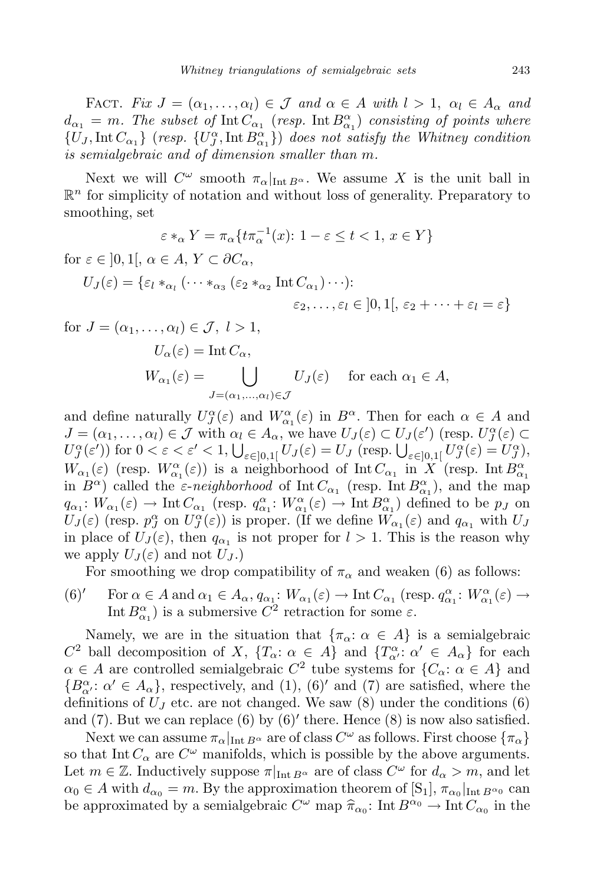FACT. *Fix $J = (\alpha_1, \dots, \alpha_l) \in \mathcal{J}$ and $\alpha \in A$ with $l > 1$, $\alpha_l \in A_\alpha$ and $d_{\alpha_1} = m$. The subset of $\operatorname{Int} C_{\alpha_1}$ (resp. $\operatorname{Int} B^\alpha_{\alpha_1}$) consisting of points where $\{U_J, \operatorname{Int} C_{\alpha_1}\}$ (resp. $\{U^\alpha_J, \operatorname{Int} B^\alpha_{\alpha_1}\}$) does not satisfy the Whitney condition is semialgebraic and of dimension smaller than $m$.*

Next we will $C^\omega$ smooth $\pi_\alpha|_{\operatorname{Int} B^\alpha}$. We assume $X$ is the unit ball in $\mathbb{R}^n$ for simplicity of notation and without loss of generality. Preparatory to smoothing, set

$$\varepsilon *_\alpha Y = \pi_\alpha\{t\pi_\alpha^{-1}(x) \colon 1 - \varepsilon \le t < 1,\ x \in Y\}$$

for $\varepsilon \in ]0,1[$, $\alpha \in A$, $Y \subset \partial C_\alpha$,

$$U_J(\varepsilon) = \{\varepsilon_l *_{\alpha_l} (\cdots *_{\alpha_3} (\varepsilon_2 *_{\alpha_2} \operatorname{Int} C_{\alpha_1}) \cdots) \colon \varepsilon_2, \dots, \varepsilon_l \in ]0,1[,\ \varepsilon_2 + \dots + \varepsilon_l = \varepsilon\}$$

for $J = (\alpha_1, \dots, \alpha_l) \in \mathcal{J}$, $l > 1$,

$$U_\alpha(\varepsilon) = \operatorname{Int} C_\alpha,$$

$$W_{\alpha_1}(\varepsilon) = \bigcup_{J=(\alpha_1,\dots,\alpha_l)\in\mathcal{J}} U_J(\varepsilon) \quad \text{for each } \alpha_1 \in A,$$

and define naturally $U^\alpha_J(\varepsilon)$ and $W^\alpha_{\alpha_1}(\varepsilon)$ in $B^\alpha$. Then for each $\alpha \in A$ and $J = (\alpha_1, \dots, \alpha_l) \in \mathcal{J}$ with $\alpha_l \in A_\alpha$, we have $U_J(\varepsilon) \subset U_J(\varepsilon')$ (resp. $U^\alpha_J(\varepsilon) \subset U^\alpha_J(\varepsilon')$) for $0 < \varepsilon < \varepsilon' < 1$, $\bigcup_{\varepsilon\in]0,1[} U_J(\varepsilon) = U_J$ (resp. $\bigcup_{\varepsilon\in]0,1[} U^\alpha_J(\varepsilon) = U^\alpha_J$), $W_{\alpha_1}(\varepsilon)$ (resp. $W^\alpha_{\alpha_1}(\varepsilon)$) is a neighborhood of $\operatorname{Int} C_{\alpha_1}$ in $X$ (resp. $\operatorname{Int} B^\alpha_{\alpha_1}$ in $B^\alpha$) called the *$\varepsilon$-neighborhood* of $\operatorname{Int} C_{\alpha_1}$ (resp. $\operatorname{Int} B^\alpha_{\alpha_1}$), and the map $q_{\alpha_1} \colon W_{\alpha_1}(\varepsilon) \to \operatorname{Int} C_{\alpha_1}$ (resp. $q^\alpha_{\alpha_1} \colon W^\alpha_{\alpha_1}(\varepsilon) \to \operatorname{Int} B^\alpha_{\alpha_1}$) defined to be $p_J$ on $U_J(\varepsilon)$ (resp. $p^\alpha_J$ on $U^\alpha_J(\varepsilon)$) is proper. (If we define $W_{\alpha_1}(\varepsilon)$ and $q_{\alpha_1}$ with $U_J$ in place of $U_J(\varepsilon)$, then $q_{\alpha_1}$ is not proper for $l > 1$. This is the reason why we apply $U_J(\varepsilon)$ and not $U_J$.)

For smoothing we drop compatibility of $\pi_\alpha$ and weaken (6) as follows:

(6)′ For $\alpha \in A$ and $\alpha_1 \in A_\alpha$, $q_{\alpha_1} \colon W_{\alpha_1}(\varepsilon) \to \operatorname{Int} C_{\alpha_1}$ (resp. $q^\alpha_{\alpha_1} \colon W^\alpha_{\alpha_1}(\varepsilon) \to \operatorname{Int} B^\alpha_{\alpha_1}$) is a submersive $C^2$ retraction for some $\varepsilon$.

Namely, we are in the situation that $\{\pi_\alpha \colon \alpha \in A\}$ is a semialgebraic $C^2$ ball decomposition of $X$, $\{T_\alpha \colon \alpha \in A\}$ and $\{T^\alpha_{\alpha'} \colon \alpha' \in A_\alpha\}$ for each $\alpha \in A$ are controlled semialgebraic $C^2$ tube systems for $\{C_\alpha \colon \alpha \in A\}$ and $\{B^\alpha_{\alpha'} \colon \alpha' \in A_\alpha\}$, respectively, and (1), (6)′ and (7) are satisfied, where the definitions of $U_J$ etc. are not changed. We saw (8) under the conditions (6) and (7). But we can replace (6) by (6)′ there. Hence (8) is now also satisfied.

Next we can assume $\pi_\alpha|_{\operatorname{Int} B^\alpha}$ are of class $C^\omega$ as follows. First choose $\{\pi_\alpha\}$ so that $\operatorname{Int} C_\alpha$ are $C^\omega$ manifolds, which is possible by the above arguments. Let $m \in \mathbb{Z}$. Inductively suppose $\pi|_{\operatorname{Int} B^\alpha}$ are of class $C^\omega$ for $d_\alpha > m$, and let $\alpha_0 \in A$ with $d_{\alpha_0} = m$. By the approximation theorem of [S1], $\pi_{\alpha_0}|_{\operatorname{Int} B^{\alpha_0}}$ can be approximated by a semialgebraic $C^\omega$ map $\widehat{\pi}_{\alpha_0} \colon \operatorname{Int} B^{\alpha_0} \to \operatorname{Int} C_{\alpha_0}$ in the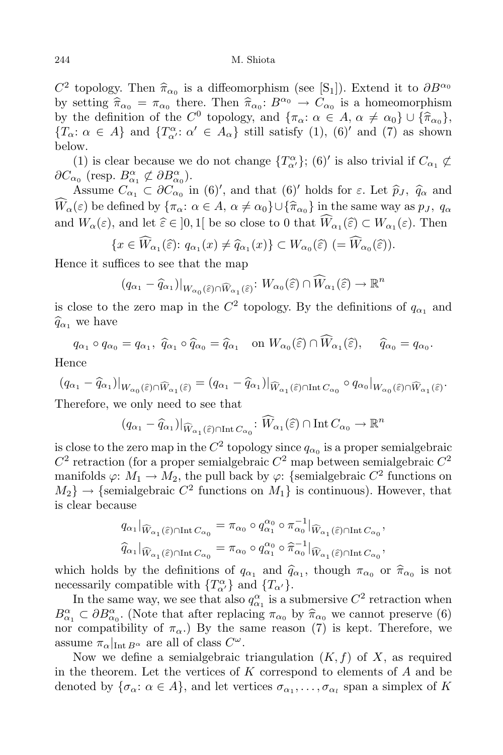$C^2$ topology. Then $\widehat{\pi}_{\alpha_0}$ is a diffeomorphism (see [S$_1$]). Extend it to $\partial B^{\alpha_0}$ by setting $\widehat{\pi}_{\alpha_0} = \pi_{\alpha_0}$ there. Then $\widehat{\pi}_{\alpha_0}\colon B^{\alpha_0} \to C_{\alpha_0}$ is a homeomorphism by the definition of the $C^0$ topology, and $\{\pi_\alpha\colon \alpha \in A,\ \alpha \neq \alpha_0\} \cup \{\widehat{\pi}_{\alpha_0}\}$, $\{T_\alpha\colon \alpha \in A\}$ and $\{T^\alpha_{\alpha'}\colon \alpha' \in A_\alpha\}$ still satisfy (1), (6)$'$ and (7) as shown below.

(1) is clear because we do not change $\{T^\alpha_{\alpha'}\}$; (6)$'$ is also trivial if $C_{\alpha_1} \not\subset \partial C_{\alpha_0}$ (resp. $B^\alpha_{\alpha_1} \not\subset \partial B^\alpha_{\alpha_0}$).

Assume $C_{\alpha_1} \subset \partial C_{\alpha_0}$ in (6)$'$, and that (6)$'$ holds for $\varepsilon$. Let $\widehat{p}_J$, $\widehat{q}_\alpha$ and $\widehat{W}_\alpha(\varepsilon)$ be defined by $\{\pi_\alpha\colon \alpha \in A,\ \alpha \neq \alpha_0\} \cup \{\widehat{\pi}_{\alpha_0}\}$ in the same way as $p_J$, $q_\alpha$ and $W_\alpha(\varepsilon)$, and let $\widehat{\varepsilon} \in \,]0,1[$ be so close to 0 that $\widehat{W}_{\alpha_1}(\widehat{\varepsilon}) \subset W_{\alpha_1}(\varepsilon)$. Then

$$\{x \in \widehat{W}_{\alpha_1}(\widehat{\varepsilon})\colon q_{\alpha_1}(x) \neq \widehat{q}_{\alpha_1}(x)\} \subset W_{\alpha_0}(\widehat{\varepsilon})\ (= \widehat{W}_{\alpha_0}(\widehat{\varepsilon})).$$

Hence it suffices to see that the map

$$(q_{\alpha_1} - \widehat{q}_{\alpha_1})|_{W_{\alpha_0}(\widehat{\varepsilon}) \cap \widehat{W}_{\alpha_1}(\widehat{\varepsilon})}\colon W_{\alpha_0}(\widehat{\varepsilon}) \cap \widehat{W}_{\alpha_1}(\widehat{\varepsilon}) \to \mathbb{R}^n$$

is close to the zero map in the $C^2$ topology. By the definitions of $q_{\alpha_1}$ and $\widehat{q}_{\alpha_1}$ we have

$$q_{\alpha_1} \circ q_{\alpha_0} = q_{\alpha_1},\ \widehat{q}_{\alpha_1} \circ \widehat{q}_{\alpha_0} = \widehat{q}_{\alpha_1} \quad \text{on } W_{\alpha_0}(\widehat{\varepsilon}) \cap \widehat{W}_{\alpha_1}(\widehat{\varepsilon}), \qquad \widehat{q}_{\alpha_0} = q_{\alpha_0}.$$

Hence

$$(q_{\alpha_1} - \widehat{q}_{\alpha_1})|_{W_{\alpha_0}(\widehat{\varepsilon}) \cap \widehat{W}_{\alpha_1}(\widehat{\varepsilon})} = (q_{\alpha_1} - \widehat{q}_{\alpha_1})|_{\widehat{W}_{\alpha_1}(\widehat{\varepsilon}) \cap \operatorname{Int} C_{\alpha_0}} \circ q_{\alpha_0}|_{W_{\alpha_0}(\widehat{\varepsilon}) \cap \widehat{W}_{\alpha_1}(\widehat{\varepsilon})}.$$

Therefore, we only need to see that

$$(q_{\alpha_1} - \widehat{q}_{\alpha_1})|_{\widehat{W}_{\alpha_1}(\widehat{\varepsilon}) \cap \operatorname{Int} C_{\alpha_0}}\colon \widehat{W}_{\alpha_1}(\widehat{\varepsilon}) \cap \operatorname{Int} C_{\alpha_0} \to \mathbb{R}^n$$

is close to the zero map in the $C^2$ topology since $q_{\alpha_0}$ is a proper semialgebraic $C^2$ retraction (for a proper semialgebraic $C^2$ map between semialgebraic $C^2$ manifolds $\varphi\colon M_1 \to M_2$, the pull back by $\varphi$: {semialgebraic $C^2$ functions on $M_2$} $\to$ {semialgebraic $C^2$ functions on $M_1$} is continuous). However, that is clear because

$$q_{\alpha_1}|_{\widehat{W}_{\alpha_1}(\widehat{\varepsilon}) \cap \operatorname{Int} C_{\alpha_0}} = \pi_{\alpha_0} \circ q^{\alpha_0}_{\alpha_1} \circ \pi^{-1}_{\alpha_0}|_{\widehat{W}_{\alpha_1}(\widehat{\varepsilon}) \cap \operatorname{Int} C_{\alpha_0}},$$
$$\widehat{q}_{\alpha_1}|_{\widehat{W}_{\alpha_1}(\widehat{\varepsilon}) \cap \operatorname{Int} C_{\alpha_0}} = \pi_{\alpha_0} \circ q^{\alpha_0}_{\alpha_1} \circ \widehat{\pi}^{-1}_{\alpha_0}|_{\widehat{W}_{\alpha_1}(\widehat{\varepsilon}) \cap \operatorname{Int} C_{\alpha_0}},$$

which holds by the definitions of $q_{\alpha_1}$ and $\widehat{q}_{\alpha_1}$, though $\pi_{\alpha_0}$ or $\widehat{\pi}_{\alpha_0}$ is not necessarily compatible with $\{T^\alpha_{\alpha'}\}$ and $\{T_{\alpha'}\}$.

In the same way, we see that also $q^\alpha_{\alpha_1}$ is a submersive $C^2$ retraction when $B^\alpha_{\alpha_1} \subset \partial B^\alpha_{\alpha_0}$. (Note that after replacing $\pi_{\alpha_0}$ by $\widehat{\pi}_{\alpha_0}$ we cannot preserve (6) nor compatibility of $\pi_\alpha$.) By the same reason (7) is kept. Therefore, we assume $\pi_\alpha|_{\operatorname{Int} B^\alpha}$ are all of class $C^\omega$.

Now we define a semialgebraic triangulation $(K, f)$ of $X$, as required in the theorem. Let the vertices of $K$ correspond to elements of $A$ and be denoted by $\{\sigma_\alpha\colon \alpha \in A\}$, and let vertices $\sigma_{\alpha_1}, \ldots, \sigma_{\alpha_l}$ span a simplex of $K$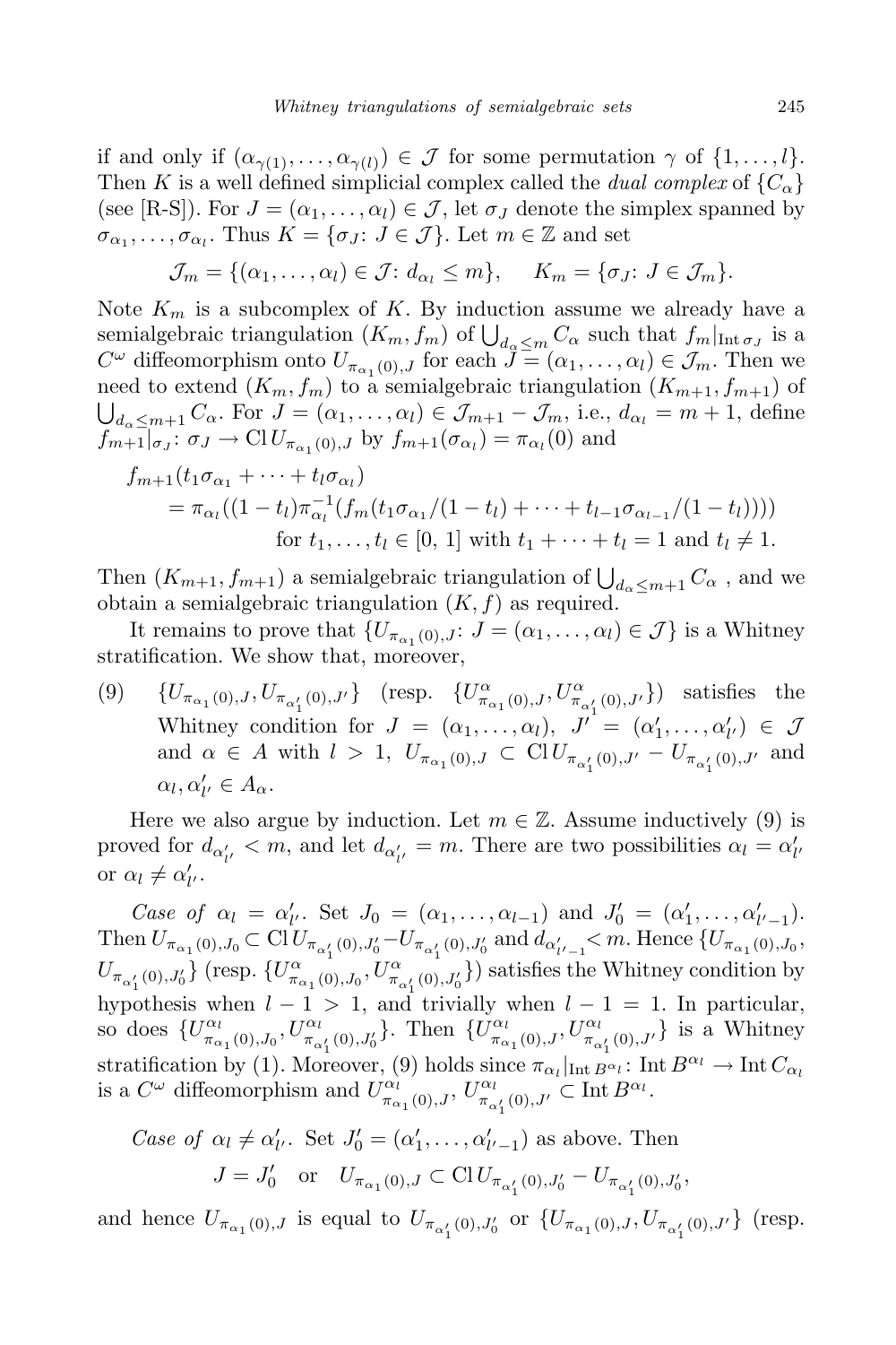if and only if $(\alpha_{\gamma(1)},\dots,\alpha_{\gamma(l)})\in\mathcal{J}$ for some permutation $\gamma$ of $\{1,\dots,l\}$. Then $K$ is a well defined simplicial complex called the *dual complex* of $\{C_\alpha\}$ (see [R-S]). For $J=(\alpha_1,\dots,\alpha_l)\in\mathcal{J}$, let $\sigma_J$ denote the simplex spanned by $\sigma_{\alpha_1},\dots,\sigma_{\alpha_l}$. Thus $K=\{\sigma_J\colon J\in\mathcal{J}\}$. Let $m\in\mathbb{Z}$ and set

$$\mathcal{J}_m=\{(\alpha_1,\dots,\alpha_l)\in\mathcal{J}\colon d_{\alpha_l}\le m\},\qquad K_m=\{\sigma_J\colon J\in\mathcal{J}_m\}.$$

Note $K_m$ is a subcomplex of $K$. By induction assume we already have a semialgebraic triangulation $(K_m,f_m)$ of $\bigcup_{d_\alpha\le m}C_\alpha$ such that $f_m|_{\operatorname{Int}\sigma_J}$ is a $C^\omega$ diffeomorphism onto $U_{\pi_{\alpha_1}(0),J}$ for each $J=(\alpha_1,\dots,\alpha_l)\in\mathcal{J}_m$. Then we need to extend $(K_m,f_m)$ to a semialgebraic triangulation $(K_{m+1},f_{m+1})$ of $\bigcup_{d_\alpha\le m+1}C_\alpha$. For $J=(\alpha_1,\dots,\alpha_l)\in\mathcal{J}_{m+1}-\mathcal{J}_m$, i.e., $d_{\alpha_l}=m+1$, define $f_{m+1}|_{\sigma_J}\colon\sigma_J\to\operatorname{Cl}U_{\pi_{\alpha_1}(0),J}$ by $f_{m+1}(\sigma_{\alpha_l})=\pi_{\alpha_l}(0)$ and

$$\begin{aligned}
&f_{m+1}(t_1\sigma_{\alpha_1}+\dots+t_l\sigma_{\alpha_l})\\
&\quad=\pi_{\alpha_l}((1-t_l)\pi_{\alpha_l}^{-1}(f_m(t_1\sigma_{\alpha_1}/(1-t_l)+\dots+t_{l-1}\sigma_{\alpha_{l-1}}/(1-t_l))))\\
&\qquad\qquad\text{for } t_1,\dots,t_l\in[0,1]\text{ with } t_1+\dots+t_l=1\text{ and } t_l\ne1.
\end{aligned}$$

Then $(K_{m+1},f_{m+1})$ a semialgebraic triangulation of $\bigcup_{d_\alpha\le m+1}C_\alpha$ , and we obtain a semialgebraic triangulation $(K,f)$ as required.

It remains to prove that $\{U_{\pi_{\alpha_1}(0),J}\colon J=(\alpha_1,\dots,\alpha_l)\in\mathcal{J}\}$ is a Whitney stratification. We show that, moreover,

(9) $\{U_{\pi_{\alpha_1}(0),J},U_{\pi_{\alpha'_1}(0),J'}\}$ (resp. $\{U^\alpha_{\pi_{\alpha_1}(0),J},U^\alpha_{\pi_{\alpha'_1}(0),J'}\}$) satisfies the Whitney condition for $J=(\alpha_1,\dots,\alpha_l)$, $J'=(\alpha'_1,\dots,\alpha'_{l'})\in\mathcal{J}$ and $\alpha\in A$ with $l>1$, $U_{\pi_{\alpha_1}(0),J}\subset\operatorname{Cl}U_{\pi_{\alpha'_1}(0),J'}-U_{\pi_{\alpha'_1}(0),J'}$ and $\alpha_l,\alpha'_{l'}\in A_\alpha$.

Here we also argue by induction. Let $m\in\mathbb{Z}$. Assume inductively (9) is proved for $d_{\alpha'_{l'}}<m$, and let $d_{\alpha'_{l'}}=m$. There are two possibilities $\alpha_l=\alpha'_{l'}$ or $\alpha_l\ne\alpha'_{l'}$.

*Case of* $\alpha_l=\alpha'_{l'}$. Set $J_0=(\alpha_1,\dots,\alpha_{l-1})$ and $J'_0=(\alpha'_1,\dots,\alpha'_{l'-1})$. Then $U_{\pi_{\alpha_1}(0),J_0}\subset\operatorname{Cl}U_{\pi_{\alpha'_1}(0),J'_0}-U_{\pi_{\alpha'_1}(0),J'_0}$ and $d_{\alpha'_{l'-1}}<m$. Hence $\{U_{\pi_{\alpha_1}(0),J_0},U_{\pi_{\alpha'_1}(0),J'_0}\}$ (resp. $\{U^\alpha_{\pi_{\alpha_1}(0),J_0},U^\alpha_{\pi_{\alpha'_1}(0),J'_0}\}$) satisfies the Whitney condition by hypothesis when $l-1>1$, and trivially when $l-1=1$. In particular, so does $\{U^{\alpha_l}_{\pi_{\alpha_1}(0),J_0},U^{\alpha_l}_{\pi_{\alpha'_1}(0),J'_0}\}$. Then $\{U^{\alpha_l}_{\pi_{\alpha_1}(0),J},U^{\alpha_l}_{\pi_{\alpha'_1}(0),J'}\}$ is a Whitney stratification by (1). Moreover, (9) holds since $\pi_{\alpha_l}|_{\operatorname{Int}B^{\alpha_l}}\colon\operatorname{Int}B^{\alpha_l}\to\operatorname{Int}C_{\alpha_l}$ is a $C^\omega$ diffeomorphism and $U^{\alpha_l}_{\pi_{\alpha_1}(0),J},U^{\alpha_l}_{\pi_{\alpha'_1}(0),J'}\subset\operatorname{Int}B^{\alpha_l}$.

*Case of* $\alpha_l\ne\alpha'_{l'}$. Set $J'_0=(\alpha'_1,\dots,\alpha'_{l'-1})$ as above. Then

$$J=J'_0\quad\text{or}\quad U_{\pi_{\alpha_1}(0),J}\subset\operatorname{Cl}U_{\pi_{\alpha'_1}(0),J'_0}-U_{\pi_{\alpha'_1}(0),J'_0},$$

and hence $U_{\pi_{\alpha_1}(0),J}$ is equal to $U_{\pi_{\alpha'_1}(0),J'_0}$ or $\{U_{\pi_{\alpha_1}(0),J},U_{\pi_{\alpha'_1}(0),J'}\}$ (resp.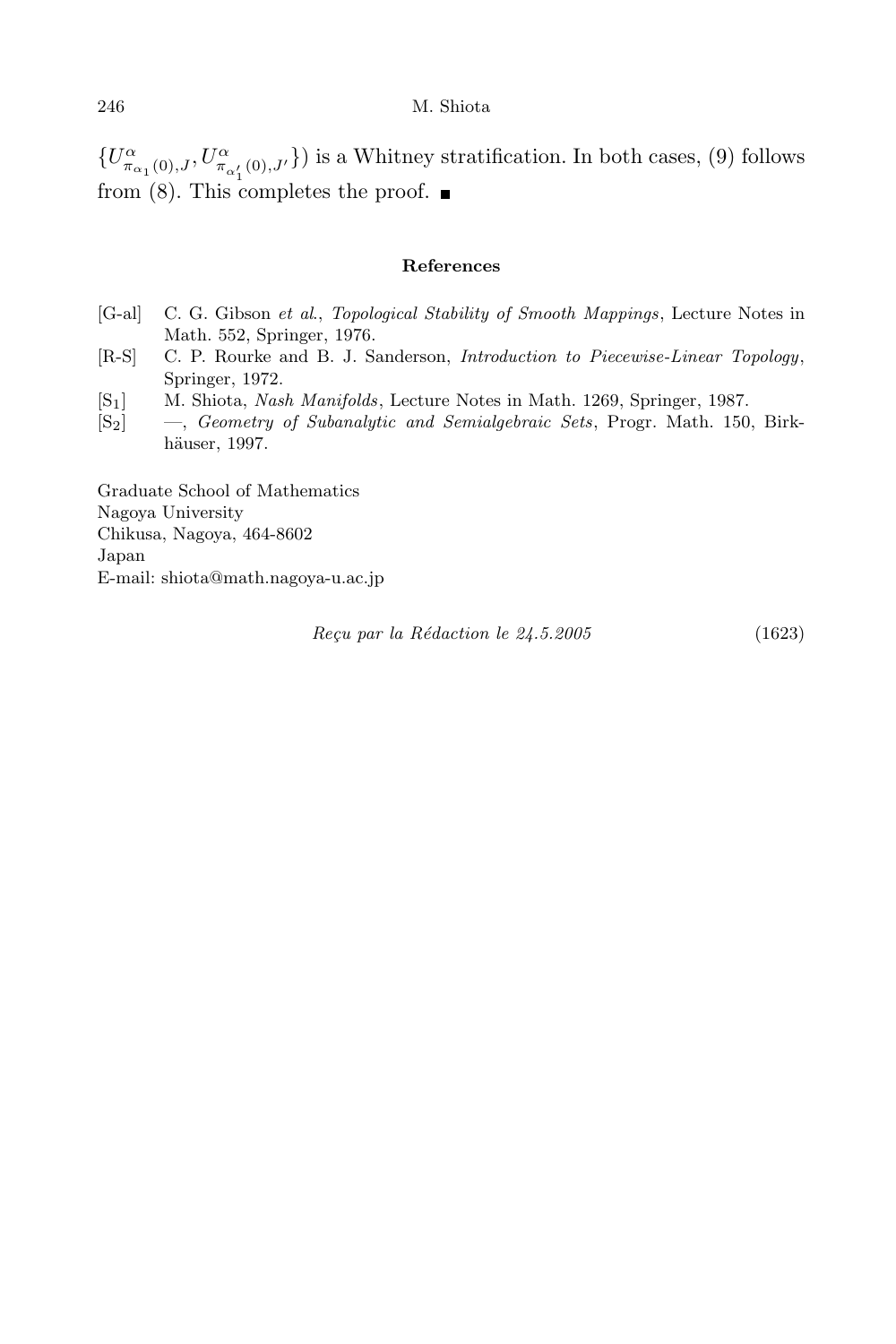$\{U^{\alpha}_{\pi_{\alpha_1}(0),J}, U^{\alpha}_{\pi_{\alpha'_1}(0),J'}\}$) is a Whitney stratification. In both cases, (9) follows from (8). This completes the proof. ■

## References

[G-al] C. G. Gibson *et al.*, *Topological Stability of Smooth Mappings*, Lecture Notes in Math. 552, Springer, 1976.

[R-S] C. P. Rourke and B. J. Sanderson, *Introduction to Piecewise-Linear Topology*, Springer, 1972.

[S$_1$] M. Shiota, *Nash Manifolds*, Lecture Notes in Math. 1269, Springer, 1987.

[S$_2$] —, *Geometry of Subanalytic and Semialgebraic Sets*, Progr. Math. 150, Birkhäuser, 1997.

Graduate School of Mathematics
Nagoya University
Chikusa, Nagoya, 464-8602
Japan
E-mail: shiota@math.nagoya-u.ac.jp

*Reçu par la Rédaction le 24.5.2005* (1623)